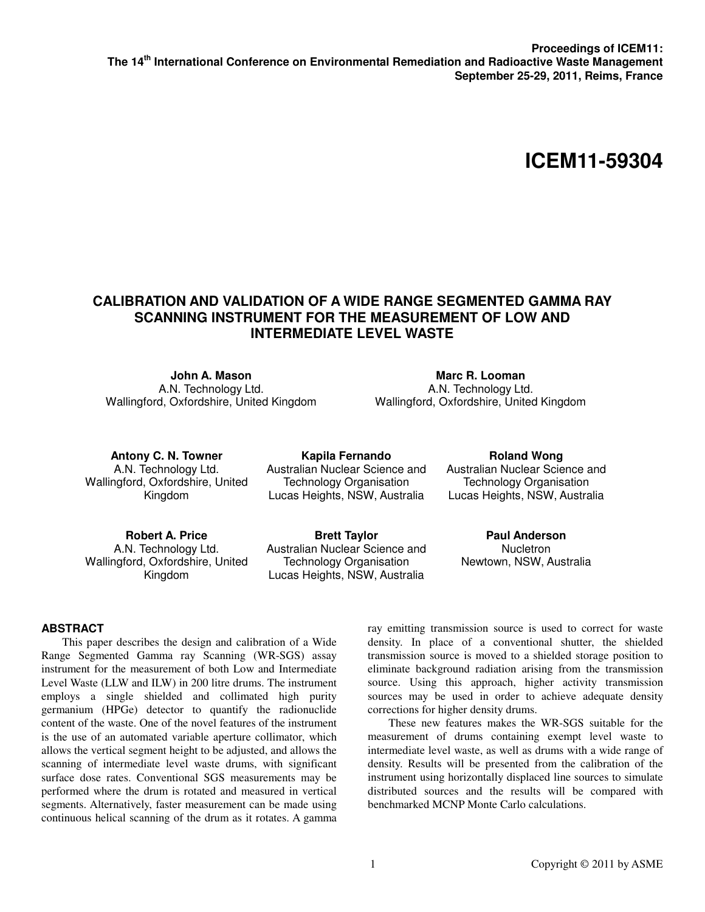Proceedings of ICEM11:
The 14th International Conference on Environmental Remediation and Radioactive Waste Management
September 25-29, 2011, Reims, France

# ICEM11-59304

# CALIBRATION AND VALIDATION OF A WIDE RANGE SEGMENTED GAMMA RAY SCANNING INSTRUMENT FOR THE MEASUREMENT OF LOW AND INTERMEDIATE LEVEL WASTE

**John A. Mason**
A.N. Technology Ltd.
Wallingford, Oxfordshire, United Kingdom

**Marc R. Looman**
A.N. Technology Ltd.
Wallingford, Oxfordshire, United Kingdom

**Antony C. N. Towner**
A.N. Technology Ltd.
Wallingford, Oxfordshire, United Kingdom

**Kapila Fernando**
Australian Nuclear Science and Technology Organisation
Lucas Heights, NSW, Australia

**Roland Wong**
Australian Nuclear Science and Technology Organisation
Lucas Heights, NSW, Australia

**Robert A. Price**
A.N. Technology Ltd.
Wallingford, Oxfordshire, United Kingdom

**Brett Taylor**
Australian Nuclear Science and Technology Organisation
Lucas Heights, NSW, Australia

**Paul Anderson**
Nucletron
Newtown, NSW, Australia

## ABSTRACT

This paper describes the design and calibration of a Wide Range Segmented Gamma ray Scanning (WR-SGS) assay instrument for the measurement of both Low and Intermediate Level Waste (LLW and ILW) in 200 litre drums. The instrument employs a single shielded and collimated high purity germanium (HPGe) detector to quantify the radionuclide content of the waste. One of the novel features of the instrument is the use of an automated variable aperture collimator, which allows the vertical segment height to be adjusted, and allows the scanning of intermediate level waste drums, with significant surface dose rates. Conventional SGS measurements may be performed where the drum is rotated and measured in vertical segments. Alternatively, faster measurement can be made using continuous helical scanning of the drum as it rotates. A gamma ray emitting transmission source is used to correct for waste density. In place of a conventional shutter, the shielded transmission source is moved to a shielded storage position to eliminate background radiation arising from the transmission source. Using this approach, higher activity transmission sources may be used in order to achieve adequate density corrections for higher density drums.

These new features makes the WR-SGS suitable for the measurement of drums containing exempt level waste to intermediate level waste, as well as drums with a wide range of density. Results will be presented from the calibration of the instrument using horizontally displaced line sources to simulate distributed sources and the results will be compared with benchmarked MCNP Monte Carlo calculations.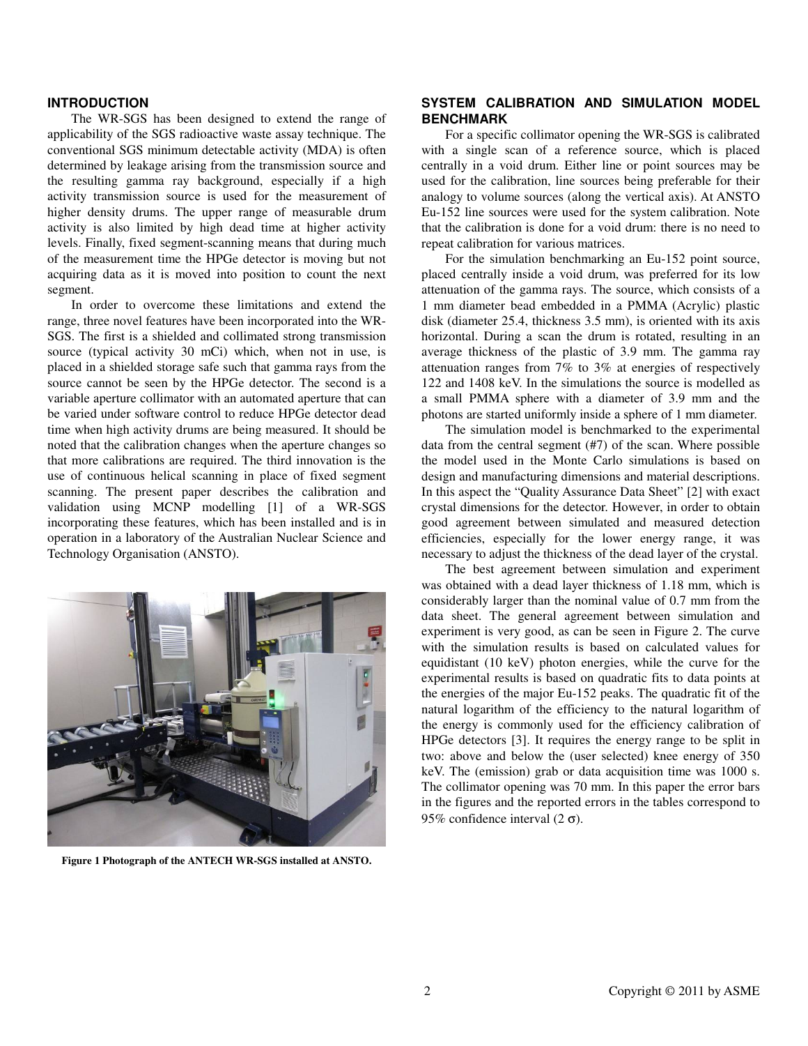## INTRODUCTION

The WR-SGS has been designed to extend the range of applicability of the SGS radioactive waste assay technique. The conventional SGS minimum detectable activity (MDA) is often determined by leakage arising from the transmission source and the resulting gamma ray background, especially if a high activity transmission source is used for the measurement of higher density drums. The upper range of measurable drum activity is also limited by high dead time at higher activity levels. Finally, fixed segment-scanning means that during much of the measurement time the HPGe detector is moving but not acquiring data as it is moved into position to count the next segment.

In order to overcome these limitations and extend the range, three novel features have been incorporated into the WR-SGS. The first is a shielded and collimated strong transmission source (typical activity 30 mCi) which, when not in use, is placed in a shielded storage safe such that gamma rays from the source cannot be seen by the HPGe detector. The second is a variable aperture collimator with an automated aperture that can be varied under software control to reduce HPGe detector dead time when high activity drums are being measured. It should be noted that the calibration changes when the aperture changes so that more calibrations are required. The third innovation is the use of continuous helical scanning in place of fixed segment scanning. The present paper describes the calibration and validation using MCNP modelling [1] of a WR-SGS incorporating these features, which has been installed and is in operation in a laboratory of the Australian Nuclear Science and Technology Organisation (ANSTO).

**Figure 1 Photograph of the ANTECH WR-SGS installed at ANSTO.**

## SYSTEM CALIBRATION AND SIMULATION MODEL BENCHMARK

For a specific collimator opening the WR-SGS is calibrated with a single scan of a reference source, which is placed centrally in a void drum. Either line or point sources may be used for the calibration, line sources being preferable for their analogy to volume sources (along the vertical axis). At ANSTO Eu-152 line sources were used for the system calibration. Note that the calibration is done for a void drum: there is no need to repeat calibration for various matrices.

For the simulation benchmarking an Eu-152 point source, placed centrally inside a void drum, was preferred for its low attenuation of the gamma rays. The source, which consists of a 1 mm diameter bead embedded in a PMMA (Acrylic) plastic disk (diameter 25.4, thickness 3.5 mm), is oriented with its axis horizontal. During a scan the drum is rotated, resulting in an average thickness of the plastic of 3.9 mm. The gamma ray attenuation ranges from 7% to 3% at energies of respectively 122 and 1408 keV. In the simulations the source is modelled as a small PMMA sphere with a diameter of 3.9 mm and the photons are started uniformly inside a sphere of 1 mm diameter.

The simulation model is benchmarked to the experimental data from the central segment (#7) of the scan. Where possible the model used in the Monte Carlo simulations is based on design and manufacturing dimensions and material descriptions. In this aspect the "Quality Assurance Data Sheet" [2] with exact crystal dimensions for the detector. However, in order to obtain good agreement between simulated and measured detection efficiencies, especially for the lower energy range, it was necessary to adjust the thickness of the dead layer of the crystal.

The best agreement between simulation and experiment was obtained with a dead layer thickness of 1.18 mm, which is considerably larger than the nominal value of 0.7 mm from the data sheet. The general agreement between simulation and experiment is very good, as can be seen in Figure 2. The curve with the simulation results is based on calculated values for equidistant (10 keV) photon energies, while the curve for the experimental results is based on quadratic fits to data points at the energies of the major Eu-152 peaks. The quadratic fit of the natural logarithm of the efficiency to the natural logarithm of the energy is commonly used for the efficiency calibration of HPGe detectors [3]. It requires the energy range to be split in two: above and below the (user selected) knee energy of 350 keV. The (emission) grab or data acquisition time was 1000 s. The collimator opening was 70 mm. In this paper the error bars in the figures and the reported errors in the tables correspond to 95% confidence interval ($2\ \sigma$).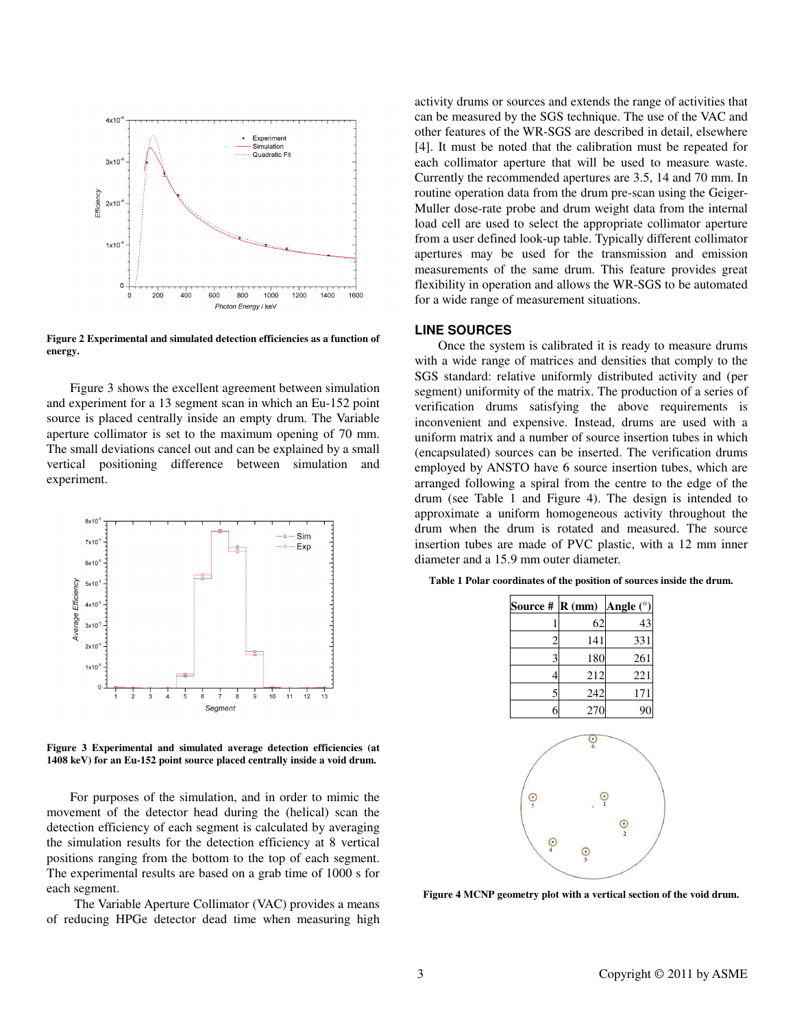**Figure 2 Experimental and simulated detection efficiencies as a function of energy.**

Figure 3 shows the excellent agreement between simulation and experiment for a 13 segment scan in which an Eu-152 point source is placed centrally inside an empty drum. The Variable aperture collimator is set to the maximum opening of 70 mm. The small deviations cancel out and can be explained by a small vertical positioning difference between simulation and experiment.

**Figure 3 Experimental and simulated average detection efficiencies (at 1408 keV) for an Eu-152 point source placed centrally inside a void drum.**

For purposes of the simulation, and in order to mimic the movement of the detector head during the (helical) scan the detection efficiency of each segment is calculated by averaging the simulation results for the detection efficiency at 8 vertical positions ranging from the bottom to the top of each segment. The experimental results are based on a grab time of 1000 s for each segment.

The Variable Aperture Collimator (VAC) provides a means of reducing HPGe detector dead time when measuring high activity drums or sources and extends the range of activities that can be measured by the SGS technique. The use of the VAC and other features of the WR-SGS are described in detail, elsewhere [4]. It must be noted that the calibration must be repeated for each collimator aperture that will be used to measure waste. Currently the recommended apertures are 3.5, 14 and 70 mm. In routine operation data from the drum pre-scan using the Geiger-Muller dose-rate probe and drum weight data from the internal load cell are used to select the appropriate collimator aperture from a user defined look-up table. Typically different collimator apertures may be used for the transmission and emission measurements of the same drum. This feature provides great flexibility in operation and allows the WR-SGS to be automated for a wide range of measurement situations.

## LINE SOURCES

Once the system is calibrated it is ready to measure drums with a wide range of matrices and densities that comply to the SGS standard: relative uniformly distributed activity and (per segment) uniformity of the matrix. The production of a series of verification drums satisfying the above requirements is inconvenient and expensive. Instead, drums are used with a uniform matrix and a number of source insertion tubes in which (encapsulated) sources can be inserted. The verification drums employed by ANSTO have 6 source insertion tubes, which are arranged following a spiral from the centre to the edge of the drum (see Table 1 and Figure 4). The design is intended to approximate a uniform homogeneous activity throughout the drum when the drum is rotated and measured. The source insertion tubes are made of PVC plastic, with a 12 mm inner diameter and a 15.9 mm outer diameter.

**Table 1 Polar coordinates of the position of sources inside the drum.**

| Source # | R (mm) | Angle (°) |
|---|---|---|
| 1 | 62 | 43 |
| 2 | 141 | 331 |
| 3 | 180 | 261 |
| 4 | 212 | 221 |
| 5 | 242 | 171 |
| 6 | 270 | 90 |

**Figure 4 MCNP geometry plot with a vertical section of the void drum.**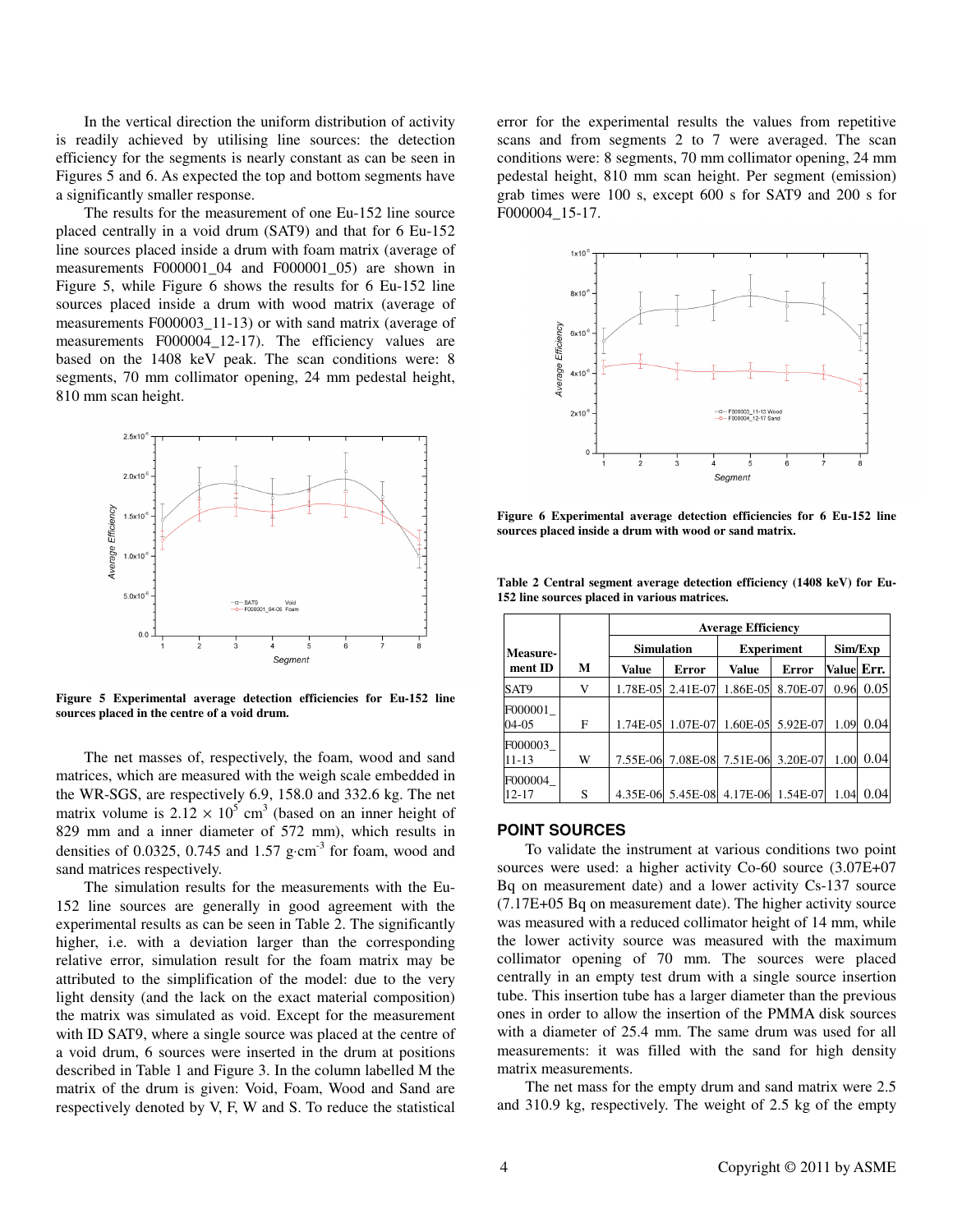In the vertical direction the uniform distribution of activity is readily achieved by utilising line sources: the detection efficiency for the segments is nearly constant as can be seen in Figures 5 and 6. As expected the top and bottom segments have a significantly smaller response.

The results for the measurement of one Eu-152 line source placed centrally in a void drum (SAT9) and that for 6 Eu-152 line sources placed inside a drum with foam matrix (average of measurements F000001_04 and F000001_05) are shown in Figure 5, while Figure 6 shows the results for 6 Eu-152 line sources placed inside a drum with wood matrix (average of measurements F000003_11-13) or with sand matrix (average of measurements F000004_12-17). The efficiency values are based on the 1408 keV peak. The scan conditions were: 8 segments, 70 mm collimator opening, 24 mm pedestal height, 810 mm scan height.

**Figure 5 Experimental average detection efficiencies for Eu-152 line sources placed in the centre of a void drum.**

The net masses of, respectively, the foam, wood and sand matrices, which are measured with the weigh scale embedded in the WR-SGS, are respectively 6.9, 158.0 and 332.6 kg. The net matrix volume is $2.12 \times 10^5$ cm$^3$ (based on an inner height of 829 mm and a inner diameter of 572 mm), which results in densities of 0.0325, 0.745 and 1.57 g·cm$^{-3}$ for foam, wood and sand matrices respectively.

The simulation results for the measurements with the Eu-152 line sources are generally in good agreement with the experimental results as can be seen in Table 2. The significantly higher, i.e. with a deviation larger than the corresponding relative error, simulation result for the foam matrix may be attributed to the simplification of the model: due to the very light density (and the lack on the exact material composition) the matrix was simulated as void. Except for the measurement with ID SAT9, where a single source was placed at the centre of a void drum, 6 sources were inserted in the drum at positions described in Table 1 and Figure 3. In the column labelled M the matrix of the drum is given: Void, Foam, Wood and Sand are respectively denoted by V, F, W and S. To reduce the statistical error for the experimental results the values from repetitive scans and from segments 2 to 7 were averaged. The scan conditions were: 8 segments, 70 mm collimator opening, 24 mm pedestal height, 810 mm scan height. Per segment (emission) grab times were 100 s, except 600 s for SAT9 and 200 s for F000004_15-17.

**Figure 6 Experimental average detection efficiencies for 6 Eu-152 line sources placed inside a drum with wood or sand matrix.**

**Table 2 Central segment average detection efficiency (1408 keV) for Eu-152 line sources placed in various matrices.**

| Measure-ment ID | M | Average Efficiency | | | | | |
|---|---|---|---|---|---|---|---|
| | | Simulation | | Experiment | | Sim/Exp | |
| | | Value | Error | Value | Error | Value | Err. |
| SAT9 | V | 1.78E-05 | 2.41E-07 | 1.86E-05 | 8.70E-07 | 0.96 | 0.05 |
| F000001_04-05 | F | 1.74E-05 | 1.07E-07 | 1.60E-05 | 5.92E-07 | 1.09 | 0.04 |
| F000003_11-13 | W | 7.55E-06 | 7.08E-08 | 7.51E-06 | 3.20E-07 | 1.00 | 0.04 |
| F000004_12-17 | S | 4.35E-06 | 5.45E-08 | 4.17E-06 | 1.54E-07 | 1.04 | 0.04 |

## POINT SOURCES

To validate the instrument at various conditions two point sources were used: a higher activity Co-60 source (3.07E+07 Bq on measurement date) and a lower activity Cs-137 source (7.17E+05 Bq on measurement date). The higher activity source was measured with a reduced collimator height of 14 mm, while the lower activity source was measured with the maximum collimator opening of 70 mm. The sources were placed centrally in an empty test drum with a single source insertion tube. This insertion tube has a larger diameter than the previous ones in order to allow the insertion of the PMMA disk sources with a diameter of 25.4 mm. The same drum was used for all measurements: it was filled with the sand for high density matrix measurements.

The net mass for the empty drum and sand matrix were 2.5 and 310.9 kg, respectively. The weight of 2.5 kg of the empty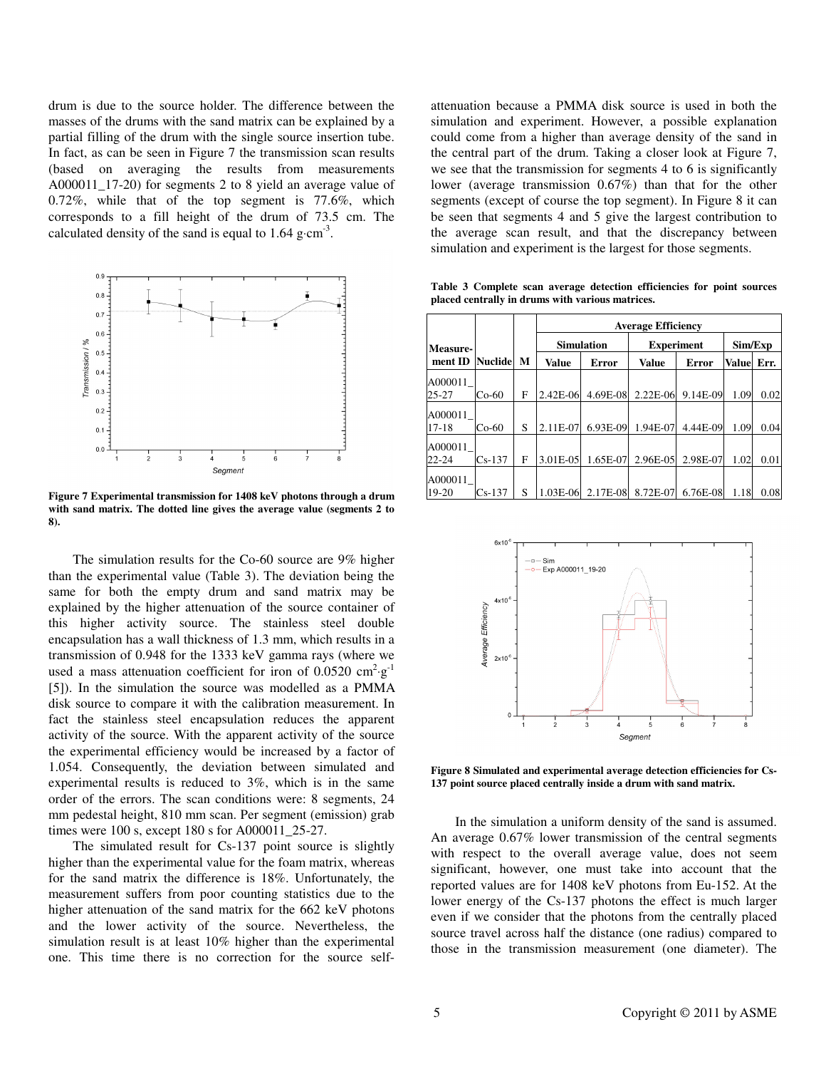drum is due to the source holder. The difference between the masses of the drums with the sand matrix can be explained by a partial filling of the drum with the single source insertion tube. In fact, as can be seen in Figure 7 the transmission scan results (based on averaging the results from measurements A000011_17-20) for segments 2 to 8 yield an average value of 0.72%, while that of the top segment is 77.6%, which corresponds to a fill height of the drum of 73.5 cm. The calculated density of the sand is equal to 1.64 g·cm$^{-3}$.

**Figure 7 Experimental transmission for 1408 keV photons through a drum with sand matrix. The dotted line gives the average value (segments 2 to 8).**

The simulation results for the Co-60 source are 9% higher than the experimental value (Table 3). The deviation being the same for both the empty drum and sand matrix may be explained by the higher attenuation of the source container of this higher activity source. The stainless steel double encapsulation has a wall thickness of 1.3 mm, which results in a transmission of 0.948 for the 1333 keV gamma rays (where we used a mass attenuation coefficient for iron of 0.0520 cm$^2$·g$^{-1}$ [5]). In the simulation the source was modelled as a PMMA disk source to compare it with the calibration measurement. In fact the stainless steel encapsulation reduces the apparent activity of the source. With the apparent activity of the source the experimental efficiency would be increased by a factor of 1.054. Consequently, the deviation between simulated and experimental results is reduced to 3%, which is in the same order of the errors. The scan conditions were: 8 segments, 24 mm pedestal height, 810 mm scan. Per segment (emission) grab times were 100 s, except 180 s for A000011_25-27.

The simulated result for Cs-137 point source is slightly higher than the experimental value for the foam matrix, whereas for the sand matrix the difference is 18%. Unfortunately, the measurement suffers from poor counting statistics due to the higher attenuation of the sand matrix for the 662 keV photons and the lower activity of the source. Nevertheless, the simulation result is at least 10% higher than the experimental one. This time there is no correction for the source self-attenuation because a PMMA disk source is used in both the simulation and experiment. However, a possible explanation could come from a higher than average density of the sand in the central part of the drum. Taking a closer look at Figure 7, we see that the transmission for segments 4 to 6 is significantly lower (average transmission 0.67%) than that for the other segments (except of course the top segment). In Figure 8 it can be seen that segments 4 and 5 give the largest contribution to the average scan result, and that the discrepancy between simulation and experiment is the largest for those segments.

**Table 3 Complete scan average detection efficiencies for point sources placed centrally in drums with various matrices.**

| Measurement ID | Nuclide | M | Average Efficiency | | | | | |
|---|---|---|---|---|---|---|---|---|
| | | | Simulation | | Experiment | | Sim/Exp | |
| | | | Value | Error | Value | Error | Value | Err. |
| A000011_ 25-27 | Co-60 | F | 2.42E-06 | 4.69E-08 | 2.22E-06 | 9.14E-09 | 1.09 | 0.02 |
| A000011_ 17-18 | Co-60 | S | 2.11E-07 | 6.93E-09 | 1.94E-07 | 4.44E-09 | 1.09 | 0.04 |
| A000011_ 22-24 | Cs-137 | F | 3.01E-05 | 1.65E-07 | 2.96E-05 | 2.98E-07 | 1.02 | 0.01 |
| A000011_ 19-20 | Cs-137 | S | 1.03E-06 | 2.17E-08 | 8.72E-07 | 6.76E-08 | 1.18 | 0.08 |

**Figure 8 Simulated and experimental average detection efficiencies for Cs-137 point source placed centrally inside a drum with sand matrix.**

In the simulation a uniform density of the sand is assumed. An average 0.67% lower transmission of the central segments with respect to the overall average value, does not seem significant, however, one must take into account that the reported values are for 1408 keV photons from Eu-152. At the lower energy of the Cs-137 photons the effect is much larger even if we consider that the photons from the centrally placed source travel across half the distance (one radius) compared to those in the transmission measurement (one diameter). The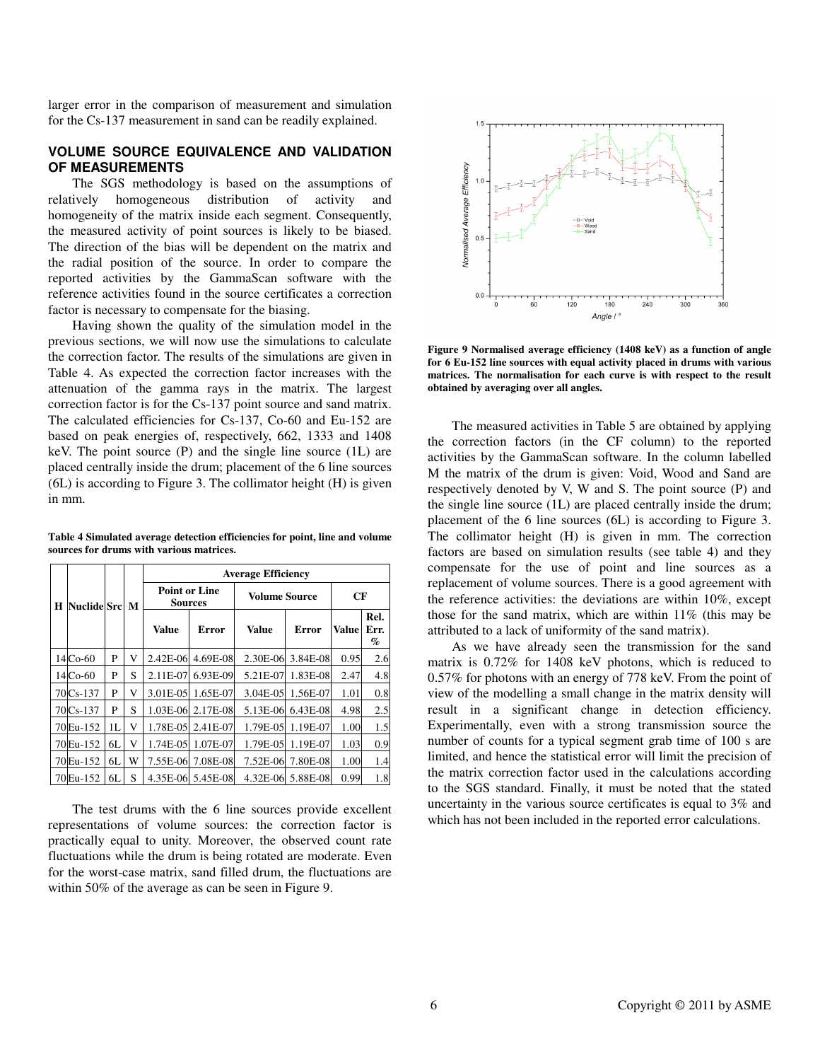larger error in the comparison of measurement and simulation for the Cs-137 measurement in sand can be readily explained.

## VOLUME SOURCE EQUIVALENCE AND VALIDATION OF MEASUREMENTS

The SGS methodology is based on the assumptions of relatively homogeneous distribution of activity and homogeneity of the matrix inside each segment. Consequently, the measured activity of point sources is likely to be biased. The direction of the bias will be dependent on the matrix and the radial position of the source. In order to compare the reported activities by the GammaScan software with the reference activities found in the source certificates a correction factor is necessary to compensate for the biasing.

Having shown the quality of the simulation model in the previous sections, we will now use the simulations to calculate the correction factor. The results of the simulations are given in Table 4. As expected the correction factor increases with the attenuation of the gamma rays in the matrix. The largest correction factor is for the Cs-137 point source and sand matrix. The calculated efficiencies for Cs-137, Co-60 and Eu-152 are based on peak energies of, respectively, 662, 1333 and 1408 keV. The point source (P) and the single line source (1L) are placed centrally inside the drum; placement of the 6 line sources (6L) is according to Figure 3. The collimator height (H) is given in mm.

**Table 4 Simulated average detection efficiencies for point, line and volume sources for drums with various matrices.**

| H | Nuclide | Src | M | Average Efficiency | | | | | |
|---|---|---|---|---|---|---|---|---|---|
| | | | | Point or Line Sources | | Volume Source | | CF | |
| | | | | Value | Error | Value | Error | Value | Rel. Err. % |
| 14 | Co-60 | P | V | 2.42E-06 | 4.69E-08 | 2.30E-06 | 3.84E-08 | 0.95 | 2.6 |
| 14 | Co-60 | P | S | 2.11E-07 | 6.93E-09 | 5.21E-07 | 1.83E-08 | 2.47 | 4.8 |
| 70 | Cs-137 | P | V | 3.01E-05 | 1.65E-07 | 3.04E-05 | 1.56E-07 | 1.01 | 0.8 |
| 70 | Cs-137 | P | S | 1.03E-06 | 2.17E-08 | 5.13E-06 | 6.43E-08 | 4.98 | 2.5 |
| 70 | Eu-152 | 1L | V | 1.78E-05 | 2.41E-07 | 1.79E-05 | 1.19E-07 | 1.00 | 1.5 |
| 70 | Eu-152 | 6L | V | 1.74E-05 | 1.07E-07 | 1.79E-05 | 1.19E-07 | 1.03 | 0.9 |
| 70 | Eu-152 | 6L | W | 7.55E-06 | 7.08E-08 | 7.52E-06 | 7.80E-08 | 1.00 | 1.4 |
| 70 | Eu-152 | 6L | S | 4.35E-06 | 5.45E-08 | 4.32E-06 | 5.88E-08 | 0.99 | 1.8 |

The test drums with the 6 line sources provide excellent representations of volume sources: the correction factor is practically equal to unity. Moreover, the observed count rate fluctuations while the drum is being rotated are moderate. Even for the worst-case matrix, sand filled drum, the fluctuations are within 50% of the average as can be seen in Figure 9.

**Figure 9 Normalised average efficiency (1408 keV) as a function of angle for 6 Eu-152 line sources with equal activity placed in drums with various matrices. The normalisation for each curve is with respect to the result obtained by averaging over all angles.**

The measured activities in Table 5 are obtained by applying the correction factors (in the CF column) to the reported activities by the GammaScan software. In the column labelled M the matrix of the drum is given: Void, Wood and Sand are respectively denoted by V, W and S. The point source (P) and the single line source (1L) are placed centrally inside the drum; placement of the 6 line sources (6L) is according to Figure 3. The collimator height (H) is given in mm. The correction factors are based on simulation results (see table 4) and they compensate for the use of point and line sources as a replacement of volume sources. There is a good agreement with the reference activities: the deviations are within 10%, except those for the sand matrix, which are within 11% (this may be attributed to a lack of uniformity of the sand matrix).

As we have already seen the transmission for the sand matrix is 0.72% for 1408 keV photons, which is reduced to 0.57% for photons with an energy of 778 keV. From the point of view of the modelling a small change in the matrix density will result in a significant change in detection efficiency. Experimentally, even with a strong transmission source the number of counts for a typical segment grab time of 100 s are limited, and hence the statistical error will limit the precision of the matrix correction factor used in the calculations according to the SGS standard. Finally, it must be noted that the stated uncertainty in the various source certificates is equal to 3% and which has not been included in the reported error calculations.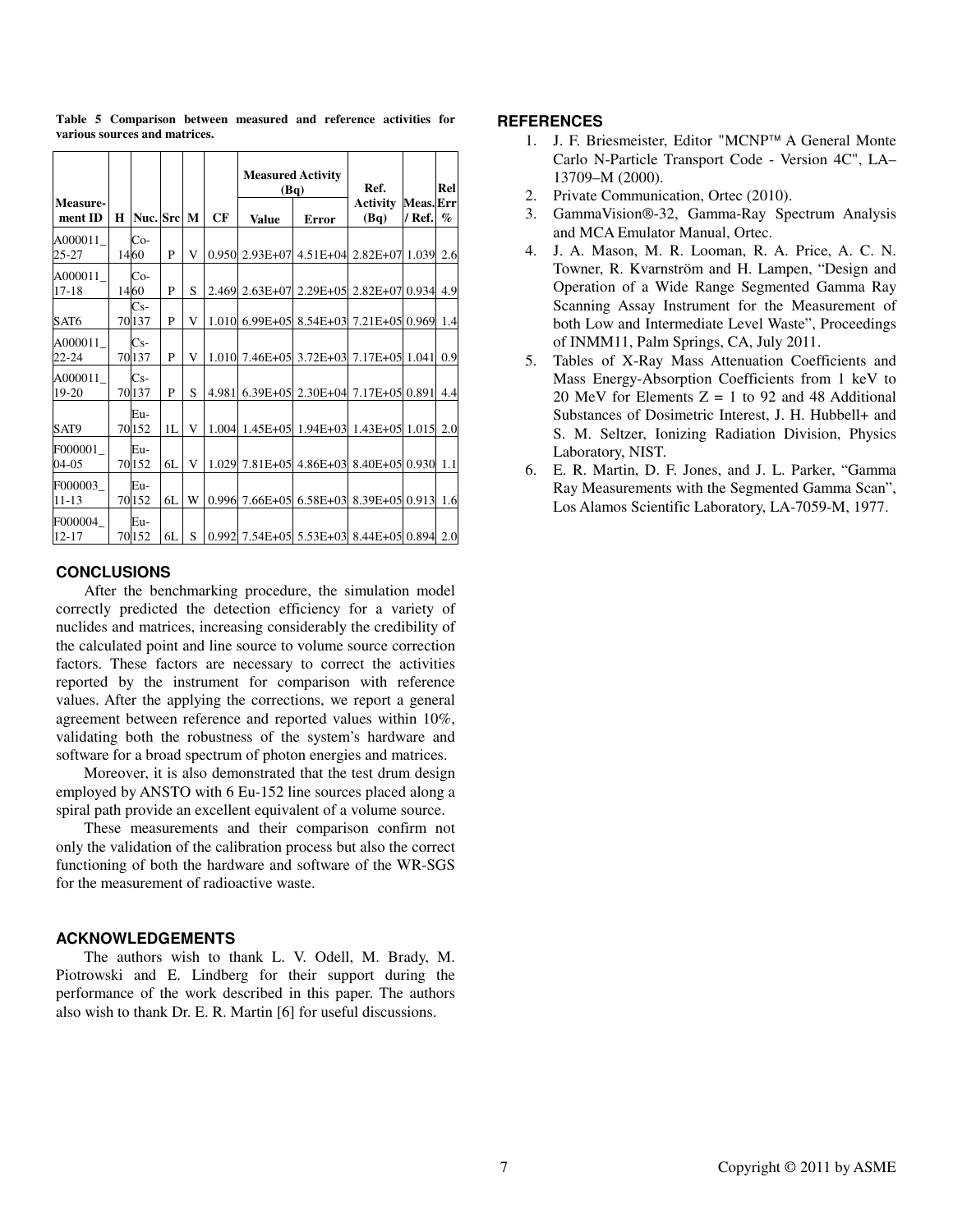**Table 5 Comparison between measured and reference activities for various sources and matrices.**

| Measure-ment ID | H | Nuc. | Src | M | CF | Measured Activity (Bq) | | Ref. Activity (Bq) | Meas. / Ref. | Rel Err % |
|---|---|---|---|---|---|---|---|---|---|---|
| | | | | | | Value | Error | | | |
| A000011_25-27 | 14 | Co-60 | P | V | 0.950 | 2.93E+07 | 4.51E+04 | 2.82E+07 | 1.039 | 2.6 |
| A000011_17-18 | 14 | Co-60 | P | S | 2.469 | 2.63E+07 | 2.29E+05 | 2.82E+07 | 0.934 | 4.9 |
| SAT6 | 70 | Cs-137 | P | V | 1.010 | 6.99E+05 | 8.54E+03 | 7.21E+05 | 0.969 | 1.4 |
| A000011_22-24 | 70 | Cs-137 | P | V | 1.010 | 7.46E+05 | 3.72E+03 | 7.17E+05 | 1.041 | 0.9 |
| A000011_19-20 | 70 | Cs-137 | P | S | 4.981 | 6.39E+05 | 2.30E+04 | 7.17E+05 | 0.891 | 4.4 |
| SAT9 | 70 | Eu-152 | 1L | V | 1.004 | 1.45E+05 | 1.94E+03 | 1.43E+05 | 1.015 | 2.0 |
| F000001_04-05 | 70 | Eu-152 | 6L | V | 1.029 | 7.81E+05 | 4.86E+03 | 8.40E+05 | 0.930 | 1.1 |
| F000003_11-13 | 70 | Eu-152 | 6L | W | 0.996 | 7.66E+05 | 6.58E+03 | 8.39E+05 | 0.913 | 1.6 |
| F000004_12-17 | 70 | Eu-152 | 6L | S | 0.992 | 7.54E+05 | 5.53E+03 | 8.44E+05 | 0.894 | 2.0 |

## CONCLUSIONS

After the benchmarking procedure, the simulation model correctly predicted the detection efficiency for a variety of nuclides and matrices, increasing considerably the credibility of the calculated point and line source to volume source correction factors. These factors are necessary to correct the activities reported by the instrument for comparison with reference values. After the applying the corrections, we report a general agreement between reference and reported values within 10%, validating both the robustness of the system's hardware and software for a broad spectrum of photon energies and matrices.

Moreover, it is also demonstrated that the test drum design employed by ANSTO with 6 Eu-152 line sources placed along a spiral path provide an excellent equivalent of a volume source.

These measurements and their comparison confirm not only the validation of the calibration process but also the correct functioning of both the hardware and software of the WR-SGS for the measurement of radioactive waste.

## ACKNOWLEDGEMENTS

The authors wish to thank L. V. Odell, M. Brady, M. Piotrowski and E. Lindberg for their support during the performance of the work described in this paper. The authors also wish to thank Dr. E. R. Martin [6] for useful discussions.

## REFERENCES

1. J. F. Briesmeister, Editor "MCNP™ A General Monte Carlo N-Particle Transport Code - Version 4C", LA–13709–M (2000).
2. Private Communication, Ortec (2010).
3. GammaVision®-32, Gamma-Ray Spectrum Analysis and MCA Emulator Manual, Ortec.
4. J. A. Mason, M. R. Looman, R. A. Price, A. C. N. Towner, R. Kvarnström and H. Lampen, "Design and Operation of a Wide Range Segmented Gamma Ray Scanning Assay Instrument for the Measurement of both Low and Intermediate Level Waste", Proceedings of INMM11, Palm Springs, CA, July 2011.
5. Tables of X-Ray Mass Attenuation Coefficients and Mass Energy-Absorption Coefficients from 1 keV to 20 MeV for Elements Z = 1 to 92 and 48 Additional Substances of Dosimetric Interest, J. H. Hubbell+ and S. M. Seltzer, Ionizing Radiation Division, Physics Laboratory, NIST.
6. E. R. Martin, D. F. Jones, and J. L. Parker, "Gamma Ray Measurements with the Segmented Gamma Scan", Los Alamos Scientific Laboratory, LA-7059-M, 1977.